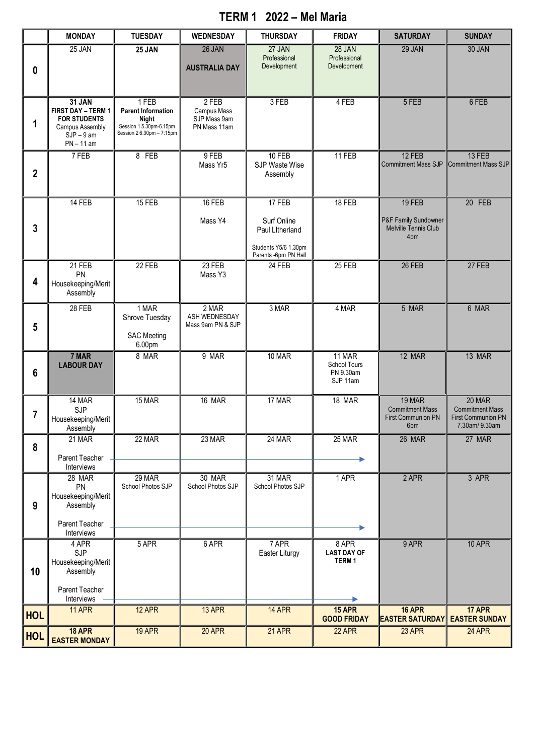# TERM 1 2022 – Mel Maria

| | MONDAY | TUESDAY | WEDNESDAY | THURSDAY | FRIDAY | SATURDAY | SUNDAY |
|---|---|---|---|---|---|---|---|
| **0** | 25 JAN | **25 JAN** | 26 JAN **AUSTRALIA DAY** | 27 JAN Professional Development | 28 JAN Professional Development | 29 JAN | 30 JAN |
| **1** | **31 JAN FIRST DAY – TERM 1 FOR STUDENTS** Campus Assembly SJP – 9 am PN – 11 am | 1 FEB **Parent Information Night** Session 1 5.30pm-6.15pm Session 2 6.30pm – 7:15pm | 2 FEB Campus Mass SJP Mass 9am PN Mass 11am | 3 FEB | 4 FEB | 5 FEB | 6 FEB |
| **2** | 7 FEB | 8 FEB | 9 FEB Mass Yr5 | 10 FEB SJP Waste Wise Assembly | 11 FEB | 12 FEB Commitment Mass SJP | 13 FEB Commitment Mass SJP |
| **3** | 14 FEB | 15 FEB | 16 FEB Mass Y4 | 17 FEB Surf Online Paul LItherland Students Y5/6 1.30pm Parents -6pm PN Hall | 18 FEB | 19 FEB P&F Family Sundowner Melville Tennis Club 4pm | 20 FEB |
| **4** | 21 FEB PN Housekeeping/Merit Assembly | 22 FEB | 23 FEB Mass Y3 | 24 FEB | 25 FEB | 26 FEB | 27 FEB |
| **5** | 28 FEB | 1 MAR Shrove Tuesday SAC Meeting 6.00pm | 2 MAR ASH WEDNESDAY Mass 9am PN & SJP | 3 MAR | 4 MAR | 5 MAR | 6 MAR |
| **6** | **7 MAR LABOUR DAY** | 8 MAR | 9 MAR | 10 MAR | 11 MAR School Tours PN 9.30am SJP 11am | 12 MAR | 13 MAR |
| **7** | 14 MAR SJP Housekeeping/Merit Assembly | 15 MAR | 16 MAR | 17 MAR | 18 MAR | 19 MAR Commitment Mass First Communion PN 6pm | 20 MAR Commitment Mass First Communion PN 7.30am/ 9.30am |
| **8** | 21 MAR Parent Teacher Interviews → | 22 MAR → | 23 MAR → | 24 MAR → | 25 MAR | 26 MAR | 27 MAR |
| **9** | 28 MAR PN Housekeeping/Merit Assembly Parent Teacher Interviews → | 29 MAR School Photos SJP → | 30 MAR School Photos SJP → | 31 MAR School Photos SJP → | 1 APR | 2 APR | 3 APR |
| **10** | 4 APR SJP Housekeeping/Merit Assembly Parent Teacher Interviews → | 5 APR → | 6 APR → | 7 APR Easter Liturgy → | 8 APR **LAST DAY OF TERM 1** | 9 APR | 10 APR |
| **HOL** | 11 APR | 12 APR | 13 APR | 14 APR | **15 APR GOOD FRIDAY** | **16 APR EASTER SATURDAY** | **17 APR EASTER SUNDAY** |
| **HOL** | **18 APR EASTER MONDAY** | 19 APR | 20 APR | 21 APR | 22 APR | 23 APR | 24 APR |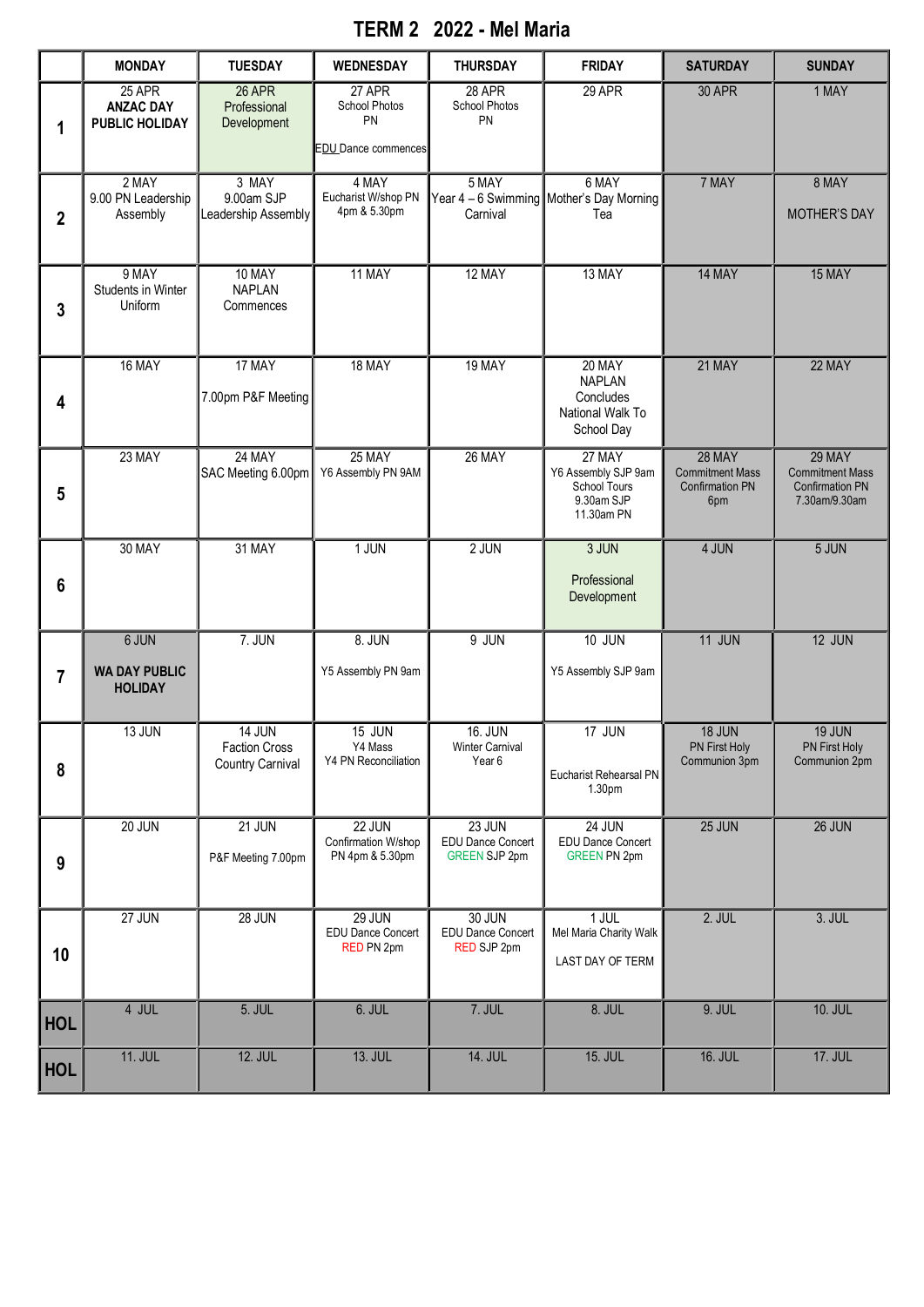# TERM 2 2022 - Mel Maria

| | MONDAY | TUESDAY | WEDNESDAY | THURSDAY | FRIDAY | SATURDAY | SUNDAY |
|---|---|---|---|---|---|---|---|
| 1 | 25 APR **ANZAC DAY PUBLIC HOLIDAY** | 26 APR Professional Development | 27 APR School Photos PN EDU Dance commences | 28 APR School Photos PN | 29 APR | 30 APR | 1 MAY |
| 2 | 2 MAY 9.00 PN Leadership Assembly | 3 MAY 9.00am SJP Leadership Assembly | 4 MAY Eucharist W/shop PN 4pm & 5.30pm | 5 MAY Year 4 – 6 Swimming Carnival | 6 MAY Mother's Day Morning Tea | 7 MAY | 8 MAY MOTHER'S DAY |
| 3 | 9 MAY Students in Winter Uniform | 10 MAY NAPLAN Commences | 11 MAY | 12 MAY | 13 MAY | 14 MAY | 15 MAY |
| 4 | 16 MAY | 17 MAY 7.00pm P&F Meeting | 18 MAY | 19 MAY | 20 MAY NAPLAN Concludes National Walk To School Day | 21 MAY | 22 MAY |
| 5 | 23 MAY | 24 MAY SAC Meeting 6.00pm | 25 MAY Y6 Assembly PN 9AM | 26 MAY | 27 MAY Y6 Assembly SJP 9am School Tours 9.30am SJP 11.30am PN | 28 MAY Commitment Mass Confirmation PN 6pm | 29 MAY Commitment Mass Confirmation PN 7.30am/9.30am |
| 6 | 30 MAY | 31 MAY | 1 JUN | 2 JUN | 3 JUN Professional Development | 4 JUN | 5 JUN |
| 7 | 6 JUN **WA DAY PUBLIC HOLIDAY** | 7. JUN | 8. JUN Y5 Assembly PN 9am | 9 JUN | 10 JUN Y5 Assembly SJP 9am | 11 JUN | 12 JUN |
| 8 | 13 JUN | 14 JUN Faction Cross Country Carnival | 15 JUN Y4 Mass Y4 PN Reconciliation | 16. JUN Winter Carnival Year 6 | 17 JUN Eucharist Rehearsal PN 1.30pm | 18 JUN PN First Holy Communion 3pm | 19 JUN PN First Holy Communion 2pm |
| 9 | 20 JUN | 21 JUN P&F Meeting 7.00pm | 22 JUN Confirmation W/shop PN 4pm & 5.30pm | 23 JUN EDU Dance Concert GREEN SJP 2pm | 24 JUN EDU Dance Concert GREEN PN 2pm | 25 JUN | 26 JUN |
| 10 | 27 JUN | 28 JUN | 29 JUN EDU Dance Concert RED PN 2pm | 30 JUN EDU Dance Concert RED SJP 2pm | 1 JUL Mel Maria Charity Walk LAST DAY OF TERM | 2. JUL | 3. JUL |
| HOL | 4 JUL | 5. JUL | 6. JUL | 7. JUL | 8. JUL | 9. JUL | 10. JUL |
| HOL | 11. JUL | 12. JUL | 13. JUL | 14. JUL | 15. JUL | 16. JUL | 17. JUL |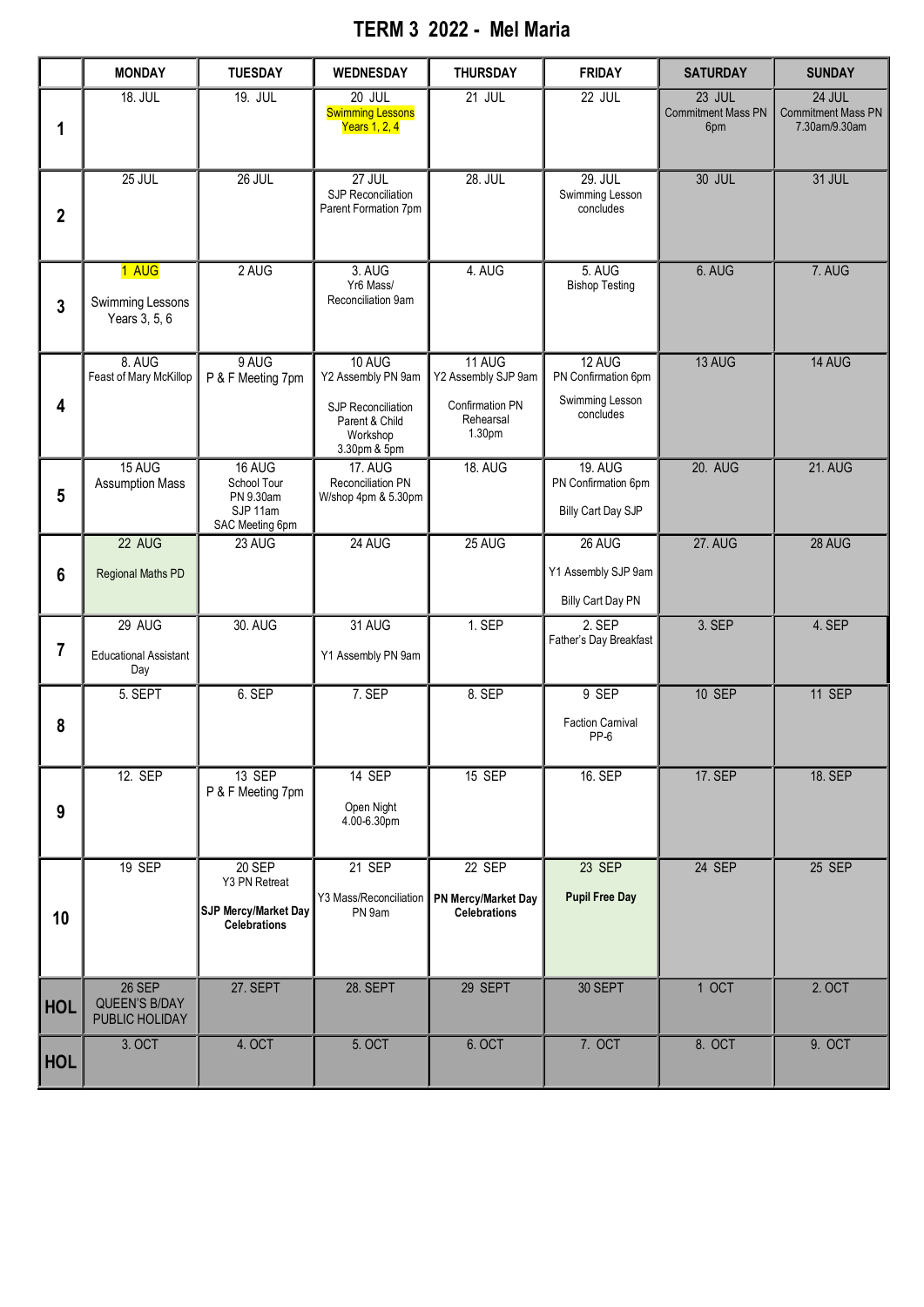# TERM 3 2022 - Mel Maria

| | MONDAY | TUESDAY | WEDNESDAY | THURSDAY | FRIDAY | SATURDAY | SUNDAY |
|---|---|---|---|---|---|---|---|
| 1 | 18. JUL | 19. JUL | 20 JUL<br>Swimming Lessons Years 1, 2, 4 | 21 JUL | 22 JUL | 23 JUL<br>Commitment Mass PN 6pm | 24 JUL<br>Commitment Mass PN 7.30am/9.30am |
| 2 | 25 JUL | 26 JUL | 27 JUL<br>SJP Reconciliation Parent Formation 7pm | 28. JUL | 29. JUL<br>Swimming Lesson concludes | 30 JUL | 31 JUL |
| 3 | 1 AUG<br>Swimming Lessons Years 3, 5, 6 | 2 AUG | 3. AUG<br>Yr6 Mass/ Reconciliation 9am | 4. AUG | 5. AUG<br>Bishop Testing | 6. AUG | 7. AUG |
| 4 | 8. AUG<br>Feast of Mary McKillop | 9 AUG<br>P & F Meeting 7pm | 10 AUG<br>Y2 Assembly PN 9am<br>SJP Reconciliation Parent & Child Workshop 3.30pm & 5pm | 11 AUG<br>Y2 Assembly SJP 9am<br>Confirmation PN Rehearsal 1.30pm | 12 AUG<br>PN Confirmation 6pm<br>Swimming Lesson concludes | 13 AUG | 14 AUG |
| 5 | 15 AUG<br>Assumption Mass | 16 AUG<br>School Tour PN 9.30am SJP 11am<br>SAC Meeting 6pm | 17. AUG<br>Reconciliation PN W/shop 4pm & 5.30pm | 18. AUG | 19. AUG<br>PN Confirmation 6pm<br>Billy Cart Day SJP | 20. AUG | 21. AUG |
| 6 | 22 AUG<br>Regional Maths PD | 23 AUG | 24 AUG | 25 AUG | 26 AUG<br>Y1 Assembly SJP 9am<br>Billy Cart Day PN | 27. AUG | 28 AUG |
| 7 | 29 AUG<br>Educational Assistant Day | 30. AUG | 31 AUG<br>Y1 Assembly PN 9am | 1. SEP | 2. SEP<br>Father's Day Breakfast | 3. SEP | 4. SEP |
| 8 | 5. SEPT | 6. SEP | 7. SEP | 8. SEP | 9 SEP<br>Faction Carnival PP-6 | 10 SEP | 11 SEP |
| 9 | 12. SEP | 13 SEP<br>P & F Meeting 7pm | 14 SEP<br>Open Night 4.00-6.30pm | 15 SEP | 16. SEP | 17. SEP | 18. SEP |
| 10 | 19 SEP | 20 SEP<br>Y3 PN Retreat<br>**SJP Mercy/Market Day Celebrations** | 21 SEP<br>Y3 Mass/Reconciliation PN 9am | 22 SEP<br>**PN Mercy/Market Day Celebrations** | 23 SEP<br>**Pupil Free Day** | 24 SEP | 25 SEP |
| HOL | 26 SEP<br>QUEEN'S B/DAY PUBLIC HOLIDAY | 27. SEPT | 28. SEPT | 29 SEPT | 30 SEPT | 1 OCT | 2. OCT |
| HOL | 3. OCT | 4. OCT | 5. OCT | 6. OCT | 7. OCT | 8. OCT | 9. OCT |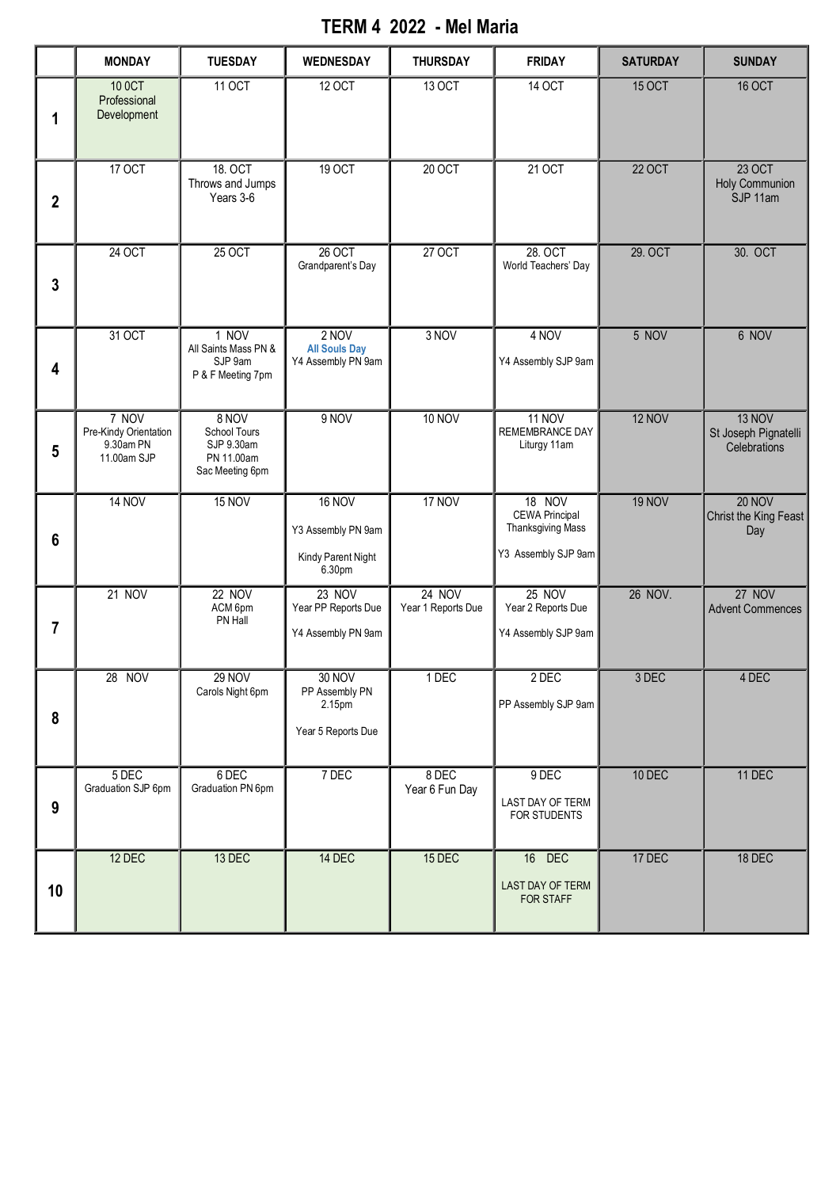# TERM 4 2022 - Mel Maria

| | MONDAY | TUESDAY | WEDNESDAY | THURSDAY | FRIDAY | SATURDAY | SUNDAY |
|---|---|---|---|---|---|---|---|
| 1 | 10 OCT<br>Professional Development | 11 OCT | 12 OCT | 13 OCT | 14 OCT | 15 OCT | 16 OCT |
| 2 | 17 OCT | 18. OCT<br>Throws and Jumps Years 3-6 | 19 OCT | 20 OCT | 21 OCT | 22 OCT | 23 OCT<br>Holy Communion SJP 11am |
| 3 | 24 OCT | 25 OCT | 26 OCT<br>Grandparent's Day | 27 OCT | 28. OCT<br>World Teachers' Day | 29. OCT | 30. OCT |
| 4 | 31 OCT | 1 NOV<br>All Saints Mass PN & SJP 9am<br>P & F Meeting 7pm | 2 NOV<br>All Souls Day<br>Y4 Assembly PN 9am | 3 NOV | 4 NOV<br>Y4 Assembly SJP 9am | 5 NOV | 6 NOV |
| 5 | 7 NOV<br>Pre-Kindy Orientation 9.30am PN<br>11.00am SJP | 8 NOV<br>School Tours<br>SJP 9.30am<br>PN 11.00am<br>Sac Meeting 6pm | 9 NOV | 10 NOV | 11 NOV<br>REMEMBRANCE DAY<br>Liturgy 11am | 12 NOV | 13 NOV<br>St Joseph Pignatelli Celebrations |
| 6 | 14 NOV | 15 NOV | 16 NOV<br>Y3 Assembly PN 9am<br>Kindy Parent Night 6.30pm | 17 NOV | 18 NOV<br>CEWA Principal Thanksgiving Mass<br>Y3 Assembly SJP 9am | 19 NOV | 20 NOV<br>Christ the King Feast Day |
| 7 | 21 NOV | 22 NOV<br>ACM 6pm<br>PN Hall | 23 NOV<br>Year PP Reports Due<br>Y4 Assembly PN 9am | 24 NOV<br>Year 1 Reports Due | 25 NOV<br>Year 2 Reports Due<br>Y4 Assembly SJP 9am | 26 NOV. | 27 NOV<br>Advent Commences |
| 8 | 28 NOV | 29 NOV<br>Carols Night 6pm | 30 NOV<br>PP Assembly PN 2.15pm<br>Year 5 Reports Due | 1 DEC | 2 DEC<br>PP Assembly SJP 9am | 3 DEC | 4 DEC |
| 9 | 5 DEC<br>Graduation SJP 6pm | 6 DEC<br>Graduation PN 6pm | 7 DEC | 8 DEC<br>Year 6 Fun Day | 9 DEC<br>LAST DAY OF TERM FOR STUDENTS | 10 DEC | 11 DEC |
| 10 | 12 DEC | 13 DEC | 14 DEC | 15 DEC | 16 DEC<br>LAST DAY OF TERM FOR STAFF | 17 DEC | 18 DEC |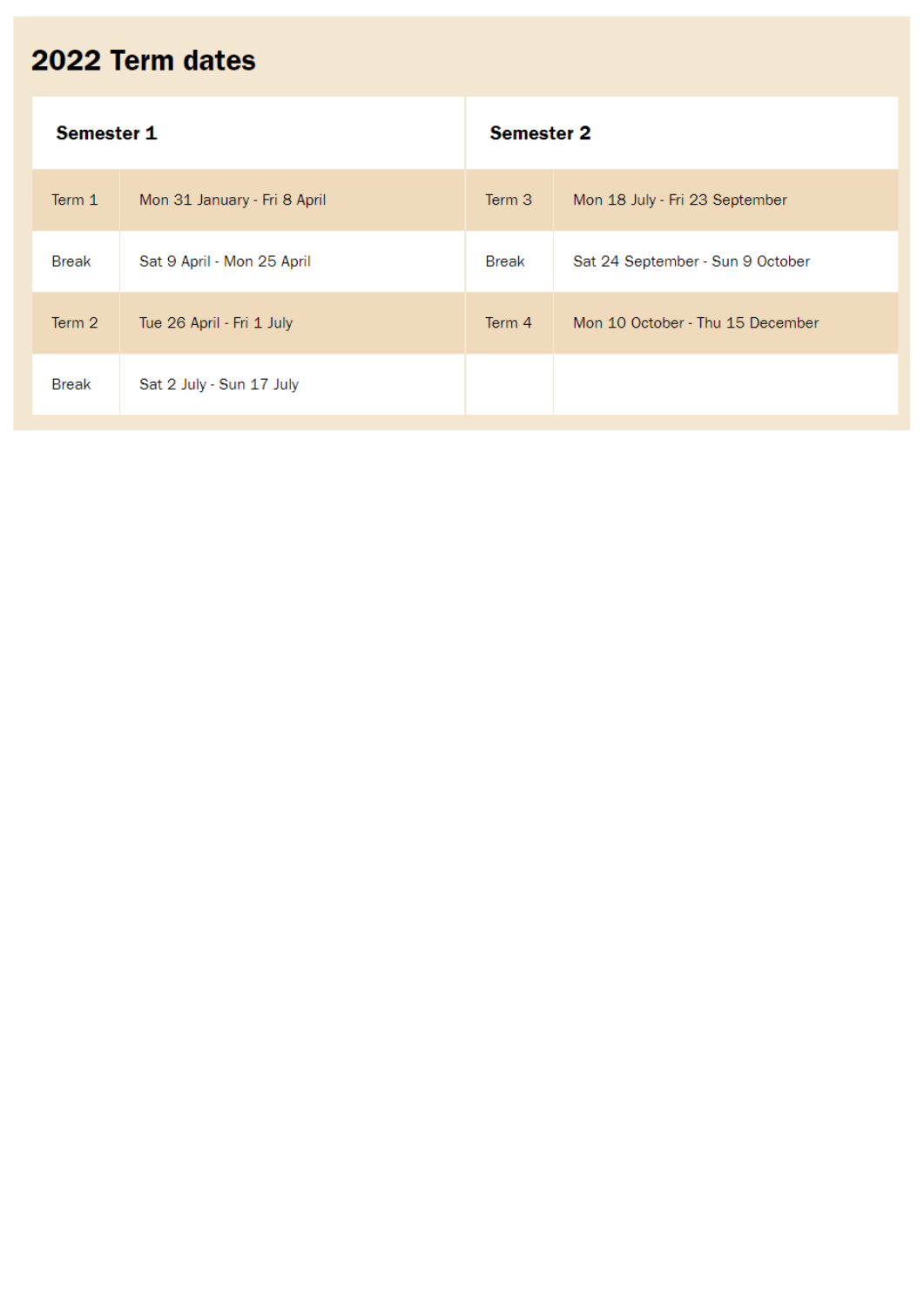## 2022 Term dates

| **Semester 1** | | **Semester 2** | |
|---|---|---|---|
| Term 1 | Mon 31 January - Fri 8 April | Term 3 | Mon 18 July - Fri 23 September |
| Break | Sat 9 April - Mon 25 April | Break | Sat 24 September - Sun 9 October |
| Term 2 | Tue 26 April - Fri 1 July | Term 4 | Mon 10 October - Thu 15 December |
| Break | Sat 2 July - Sun 17 July | | |